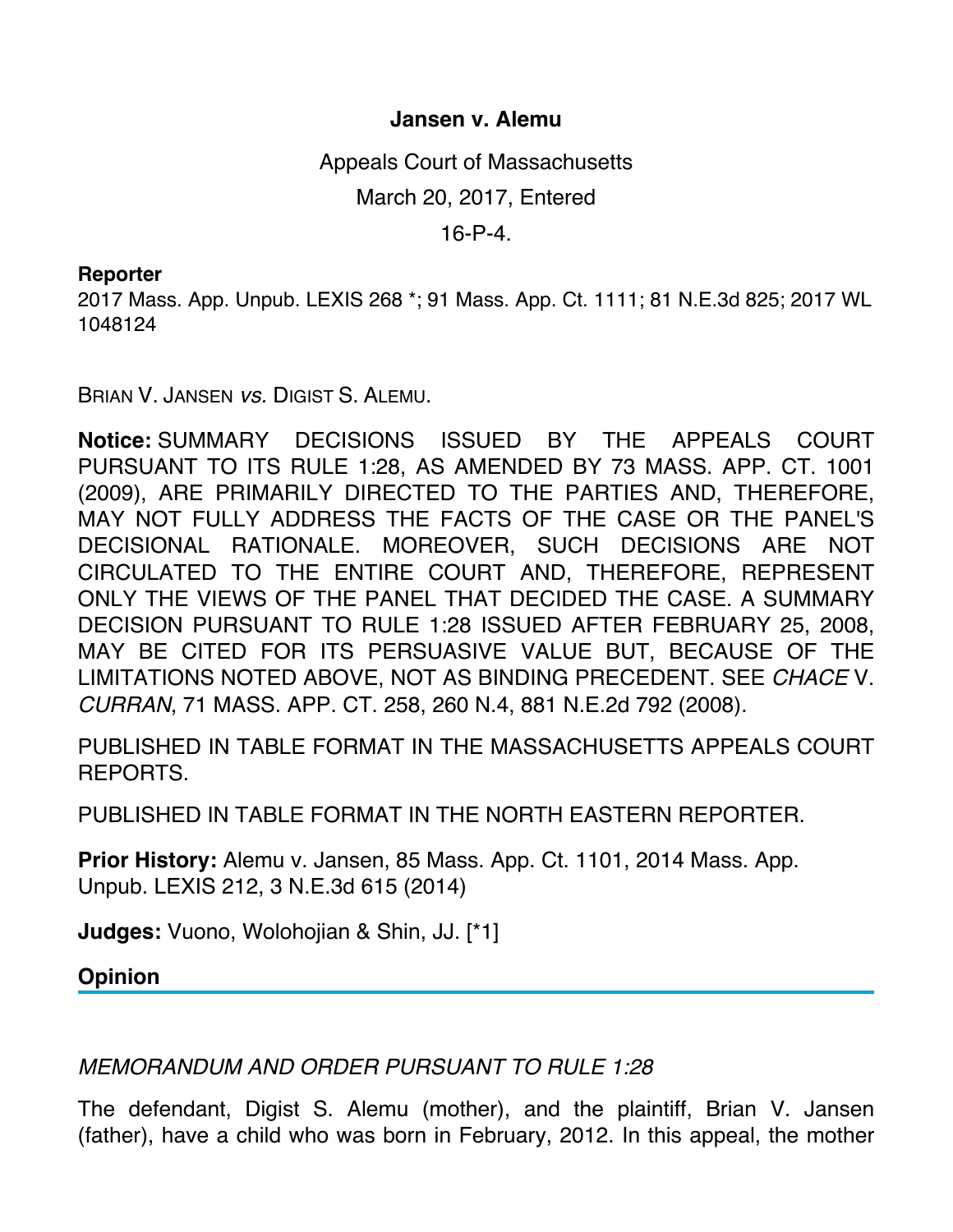# Jansen v. Alemu

Appeals Court of Massachusetts

March 20, 2017, Entered

16-P-4.

**Reporter**

2017 Mass. App. Unpub. LEXIS 268 *; 91 Mass. App. Ct. 1111; 81 N.E.3d 825; 2017 WL 1048124

BRIAN V. JANSEN *vs.* DIGIST S. ALEMU.

**Notice:** SUMMARY DECISIONS ISSUED BY THE APPEALS COURT PURSUANT TO ITS RULE 1:28, AS AMENDED BY 73 MASS. APP. CT. 1001 (2009), ARE PRIMARILY DIRECTED TO THE PARTIES AND, THEREFORE, MAY NOT FULLY ADDRESS THE FACTS OF THE CASE OR THE PANEL'S DECISIONAL RATIONALE. MOREOVER, SUCH DECISIONS ARE NOT CIRCULATED TO THE ENTIRE COURT AND, THEREFORE, REPRESENT ONLY THE VIEWS OF THE PANEL THAT DECIDED THE CASE. A SUMMARY DECISION PURSUANT TO RULE 1:28 ISSUED AFTER FEBRUARY 25, 2008, MAY BE CITED FOR ITS PERSUASIVE VALUE BUT, BECAUSE OF THE LIMITATIONS NOTED ABOVE, NOT AS BINDING PRECEDENT. SEE *CHACE* V. *CURRAN*, 71 MASS. APP. CT. 258, 260 N.4, 881 N.E.2d 792 (2008).

PUBLISHED IN TABLE FORMAT IN THE MASSACHUSETTS APPEALS COURT REPORTS.

PUBLISHED IN TABLE FORMAT IN THE NORTH EASTERN REPORTER.

**Prior History:** Alemu v. Jansen, 85 Mass. App. Ct. 1101, 2014 Mass. App. Unpub. LEXIS 212, 3 N.E.3d 615 (2014)

**Judges:** Vuono, Wolohojian & Shin, JJ. [*1]

## Opinion

*MEMORANDUM AND ORDER PURSUANT TO RULE 1:28*

The defendant, Digist S. Alemu (mother), and the plaintiff, Brian V. Jansen (father), have a child who was born in February, 2012. In this appeal, the mother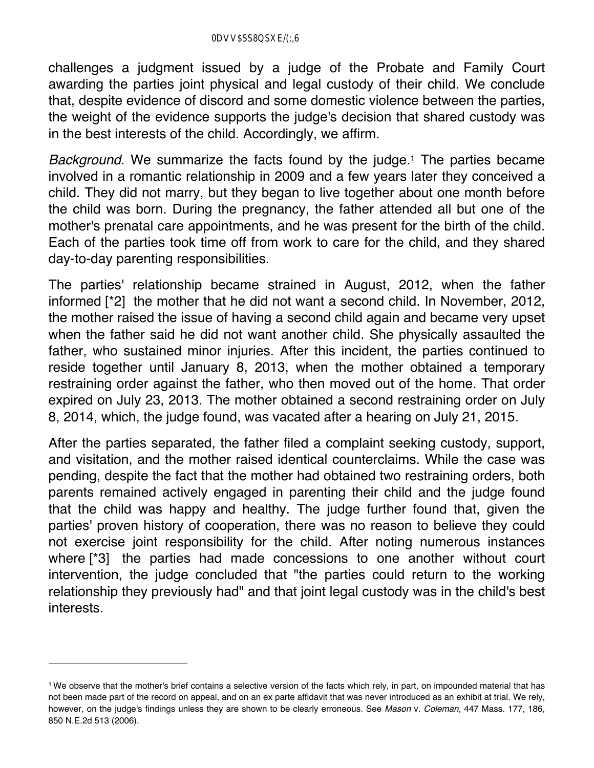challenges a judgment issued by a judge of the Probate and Family Court awarding the parties joint physical and legal custody of their child. We conclude that, despite evidence of discord and some domestic violence between the parties, the weight of the evidence supports the judge's decision that shared custody was in the best interests of the child. Accordingly, we affirm.

*Background*. We summarize the facts found by the judge.[1] The parties became involved in a romantic relationship in 2009 and a few years later they conceived a child. They did not marry, but they began to live together about one month before the child was born. During the pregnancy, the father attended all but one of the mother's prenatal care appointments, and he was present for the birth of the child. Each of the parties took time off from work to care for the child, and they shared day-to-day parenting responsibilities.

The parties' relationship became strained in August, 2012, when the father informed [*2] the mother that he did not want a second child. In November, 2012, the mother raised the issue of having a second child again and became very upset when the father said he did not want another child. She physically assaulted the father, who sustained minor injuries. After this incident, the parties continued to reside together until January 8, 2013, when the mother obtained a temporary restraining order against the father, who then moved out of the home. That order expired on July 23, 2013. The mother obtained a second restraining order on July 8, 2014, which, the judge found, was vacated after a hearing on July 21, 2015.

After the parties separated, the father filed a complaint seeking custody, support, and visitation, and the mother raised identical counterclaims. While the case was pending, despite the fact that the mother had obtained two restraining orders, both parents remained actively engaged in parenting their child and the judge found that the child was happy and healthy. The judge further found that, given the parties' proven history of cooperation, there was no reason to believe they could not exercise joint responsibility for the child. After noting numerous instances where [*3] the parties had made concessions to one another without court intervention, the judge concluded that "the parties could return to the working relationship they previously had" and that joint legal custody was in the child's best interests.

---

[1] We observe that the mother's brief contains a selective version of the facts which rely, in part, on impounded material that has not been made part of the record on appeal, and on an ex parte affidavit that was never introduced as an exhibit at trial. We rely, however, on the judge's findings unless they are shown to be clearly erroneous. See *Mason* v. *Coleman*, 447 Mass. 177, 186, 850 N.E.2d 513 (2006).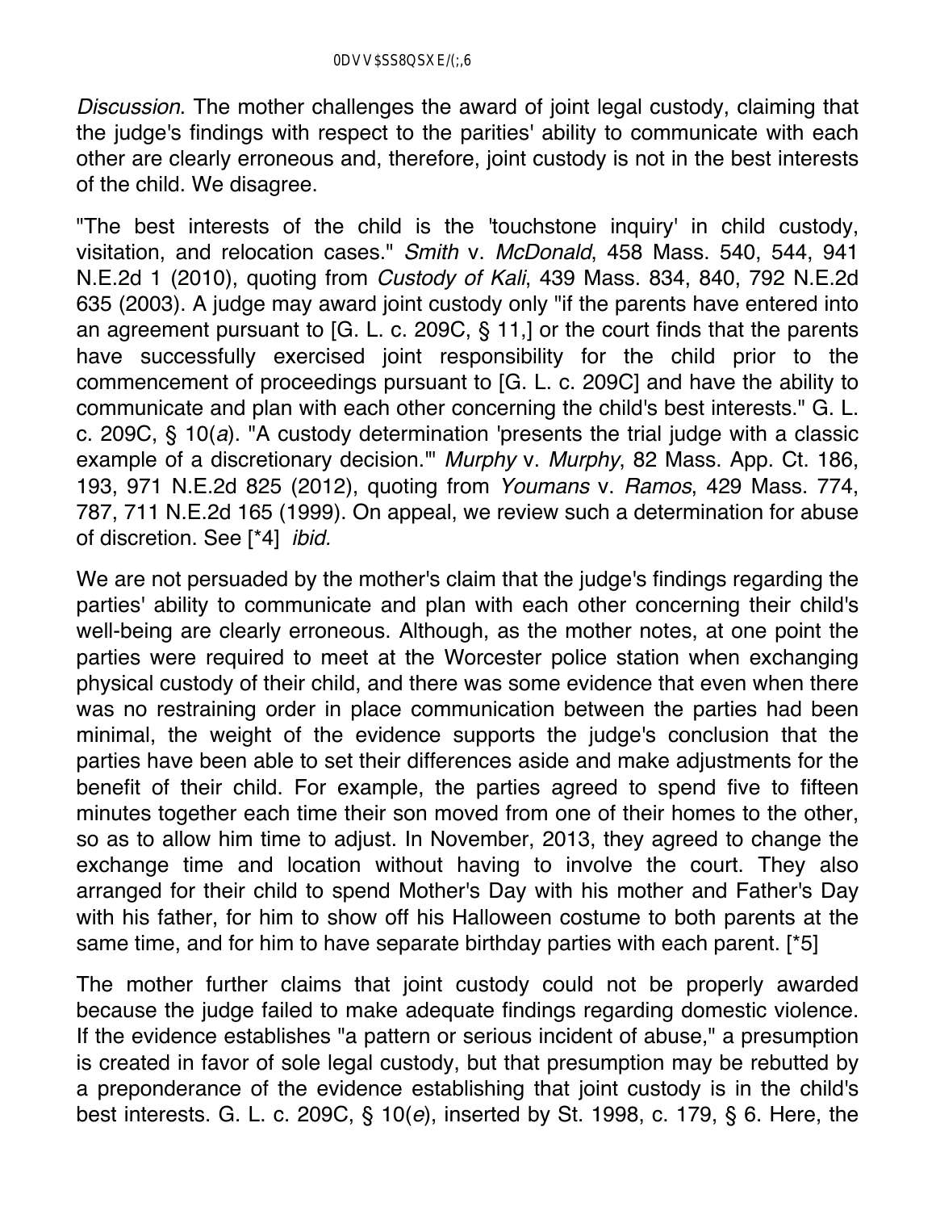*Discussion*. The mother challenges the award of joint legal custody, claiming that the judge's findings with respect to the parities' ability to communicate with each other are clearly erroneous and, therefore, joint custody is not in the best interests of the child. We disagree.

"The best interests of the child is the 'touchstone inquiry' in child custody, visitation, and relocation cases." *Smith* v. *McDonald*, 458 Mass. 540, 544, 941 N.E.2d 1 (2010), quoting from *Custody of Kali*, 439 Mass. 834, 840, 792 N.E.2d 635 (2003). A judge may award joint custody only "if the parents have entered into an agreement pursuant to [G. L. c. 209C, § 11,] or the court finds that the parents have successfully exercised joint responsibility for the child prior to the commencement of proceedings pursuant to [G. L. c. 209C] and have the ability to communicate and plan with each other concerning the child's best interests." G. L. c. 209C, § 10(*a*). "A custody determination 'presents the trial judge with a classic example of a discretionary decision.'" *Murphy* v. *Murphy*, 82 Mass. App. Ct. 186, 193, 971 N.E.2d 825 (2012), quoting from *Youmans* v. *Ramos*, 429 Mass. 774, 787, 711 N.E.2d 165 (1999). On appeal, we review such a determination for abuse of discretion. See [*4] *ibid.*

We are not persuaded by the mother's claim that the judge's findings regarding the parties' ability to communicate and plan with each other concerning their child's well-being are clearly erroneous. Although, as the mother notes, at one point the parties were required to meet at the Worcester police station when exchanging physical custody of their child, and there was some evidence that even when there was no restraining order in place communication between the parties had been minimal, the weight of the evidence supports the judge's conclusion that the parties have been able to set their differences aside and make adjustments for the benefit of their child. For example, the parties agreed to spend five to fifteen minutes together each time their son moved from one of their homes to the other, so as to allow him time to adjust. In November, 2013, they agreed to change the exchange time and location without having to involve the court. They also arranged for their child to spend Mother's Day with his mother and Father's Day with his father, for him to show off his Halloween costume to both parents at the same time, and for him to have separate birthday parties with each parent. [*5]

The mother further claims that joint custody could not be properly awarded because the judge failed to make adequate findings regarding domestic violence. If the evidence establishes "a pattern or serious incident of abuse," a presumption is created in favor of sole legal custody, but that presumption may be rebutted by a preponderance of the evidence establishing that joint custody is in the child's best interests. G. L. c. 209C, § 10(*e*), inserted by St. 1998, c. 179, § 6. Here, the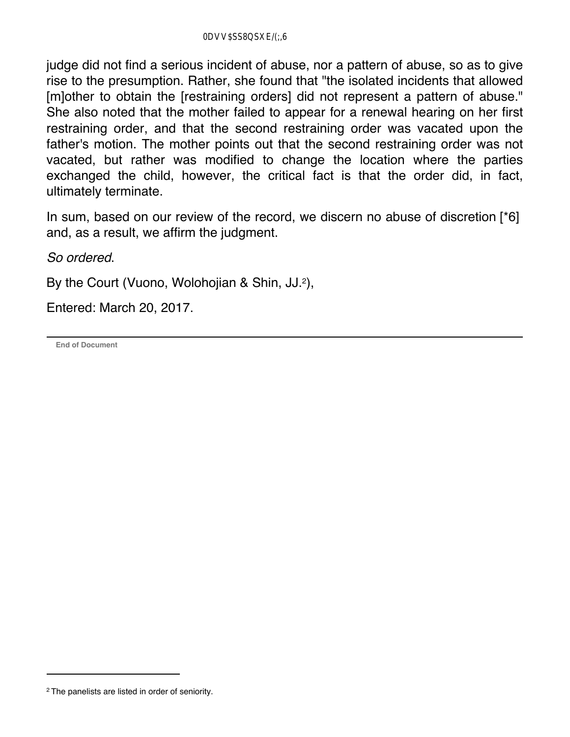judge did not find a serious incident of abuse, nor a pattern of abuse, so as to give rise to the presumption. Rather, she found that "the isolated incidents that allowed [m]other to obtain the [restraining orders] did not represent a pattern of abuse." She also noted that the mother failed to appear for a renewal hearing on her first restraining order, and that the second restraining order was vacated upon the father's motion. The mother points out that the second restraining order was not vacated, but rather was modified to change the location where the parties exchanged the child, however, the critical fact is that the order did, in fact, ultimately terminate.

In sum, based on our review of the record, we discern no abuse of discretion [*6] and, as a result, we affirm the judgment.

*So ordered*.

By the Court (Vuono, Wolohojian & Shin, JJ.[2]),

Entered: March 20, 2017.

End of Document

[2] The panelists are listed in order of seniority.